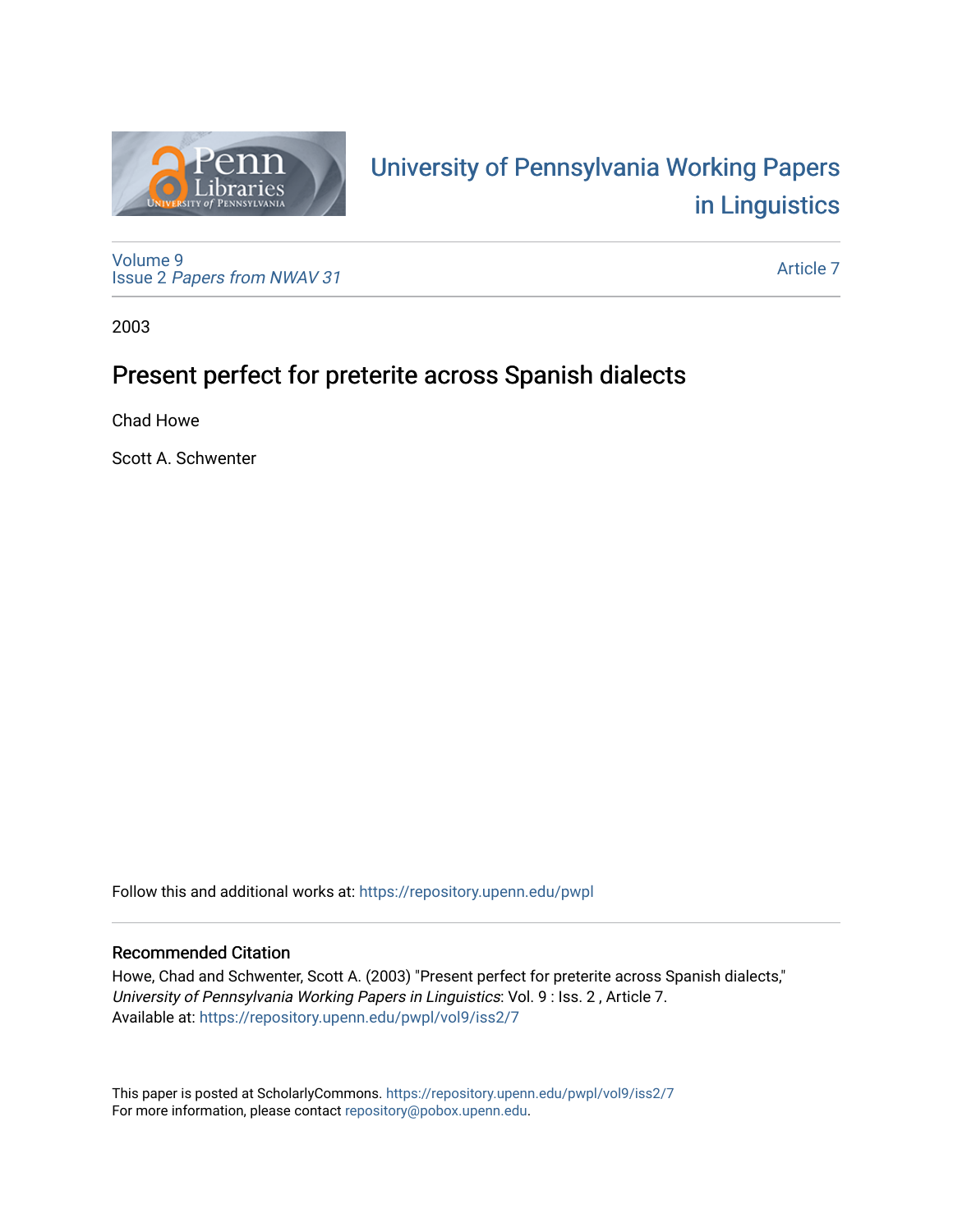# University of Pennsylvania Working Papers in Linguistics

Volume 9
Issue 2 *Papers from NWAV 31*

Article 7

2003

## Present perfect for preterite across Spanish dialects

Chad Howe

Scott A. Schwenter

Follow this and additional works at: https://repository.upenn.edu/pwpl

### Recommended Citation

Howe, Chad and Schwenter, Scott A. (2003) "Present perfect for preterite across Spanish dialects," *University of Pennsylvania Working Papers in Linguistics*: Vol. 9 : Iss. 2 , Article 7.
Available at: https://repository.upenn.edu/pwpl/vol9/iss2/7

This paper is posted at ScholarlyCommons. https://repository.upenn.edu/pwpl/vol9/iss2/7
For more information, please contact repository@pobox.upenn.edu.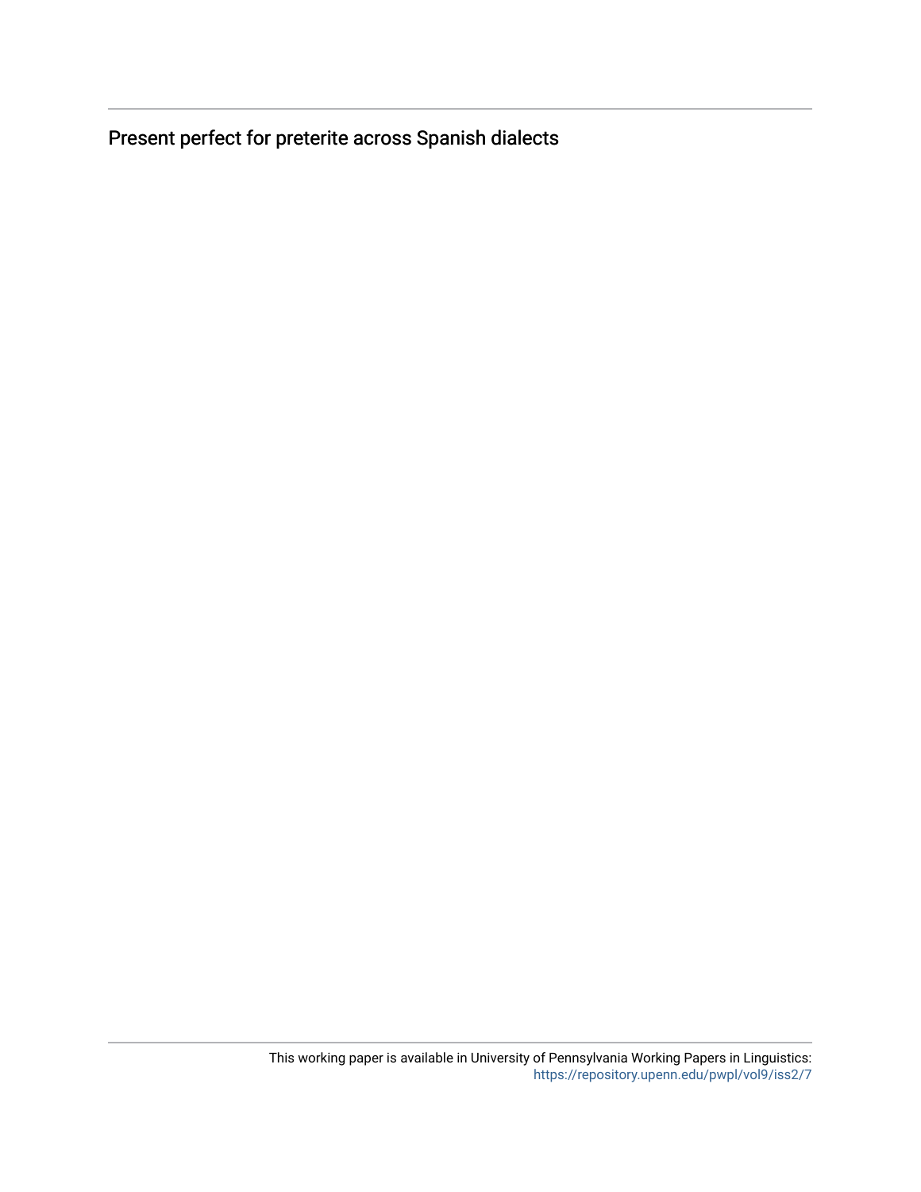Present perfect for preterite across Spanish dialects

This working paper is available in University of Pennsylvania Working Papers in Linguistics: https://repository.upenn.edu/pwpl/vol9/iss2/7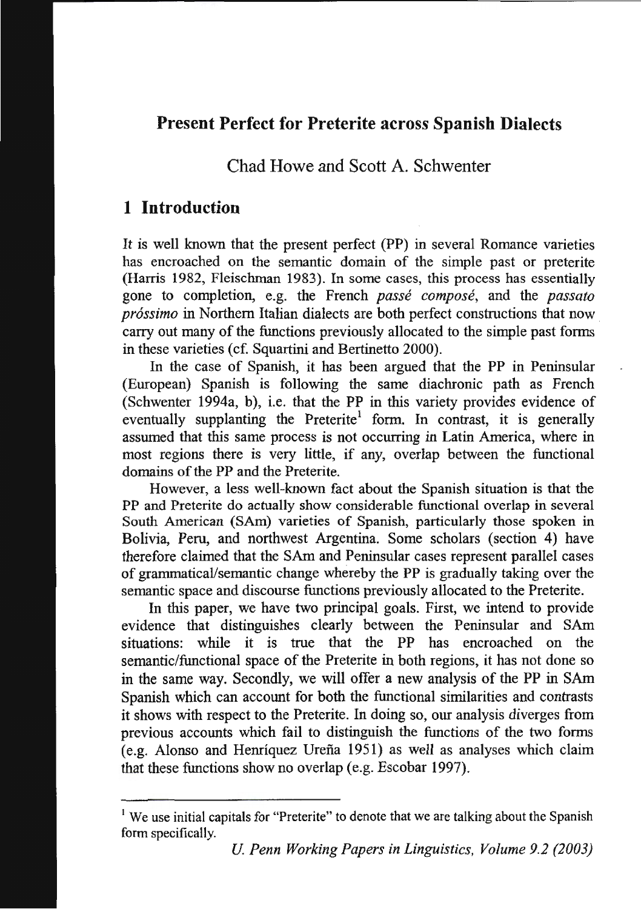# Present Perfect for Preterite across Spanish Dialects

Chad Howe and Scott A. Schwenter

## 1 Introduction

It is well known that the present perfect (PP) in several Romance varieties has encroached on the semantic domain of the simple past or preterite (Harris 1982, Fleischman 1983). In some cases, this process has essentially gone to completion, e.g. the French *passé composé*, and the *passato próssimo* in Northern Italian dialects are both perfect constructions that now carry out many of the functions previously allocated to the simple past forms in these varieties (cf. Squartini and Bertinetto 2000).

In the case of Spanish, it has been argued that the PP in Peninsular (European) Spanish is following the same diachronic path as French (Schwenter 1994a, b), i.e. that the PP in this variety provides evidence of eventually supplanting the Preterite[1] form. In contrast, it is generally assumed that this same process is not occurring in Latin America, where in most regions there is very little, if any, overlap between the functional domains of the PP and the Preterite.

However, a less well-known fact about the Spanish situation is that the PP and Preterite do actually show considerable functional overlap in several South American (SAm) varieties of Spanish, particularly those spoken in Bolivia, Peru, and northwest Argentina. Some scholars (section 4) have therefore claimed that the SAm and Peninsular cases represent parallel cases of grammatical/semantic change whereby the PP is gradually taking over the semantic space and discourse functions previously allocated to the Preterite.

In this paper, we have two principal goals. First, we intend to provide evidence that distinguishes clearly between the Peninsular and SAm situations: while it is true that the PP has encroached on the semantic/functional space of the Preterite in both regions, it has not done so in the same way. Secondly, we will offer a new analysis of the PP in SAm Spanish which can account for both the functional similarities and contrasts it shows with respect to the Preterite. In doing so, our analysis diverges from previous accounts which fail to distinguish the functions of the two forms (e.g. Alonso and Henríquez Ureña 1951) as well as analyses which claim that these functions show no overlap (e.g. Escobar 1997).

[1] We use initial capitals for "Preterite" to denote that we are talking about the Spanish form specifically.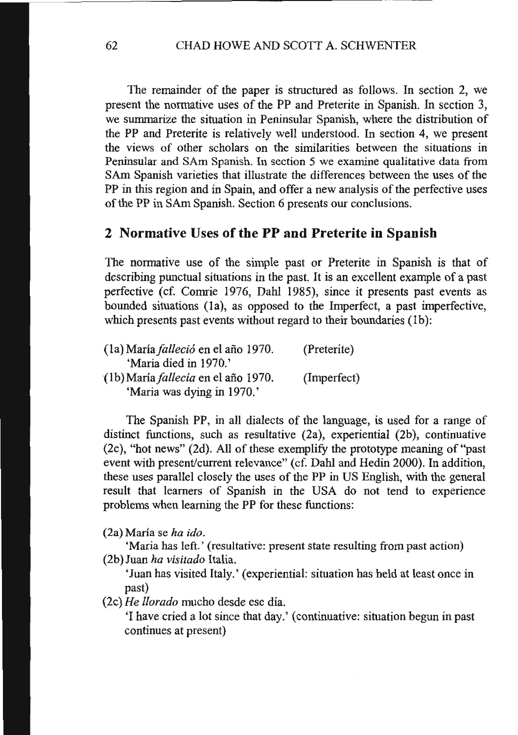The remainder of the paper is structured as follows. In section 2, we present the normative uses of the PP and Preterite in Spanish. In section 3, we summarize the situation in Peninsular Spanish, where the distribution of the PP and Preterite is relatively well understood. In section 4, we present the views of other scholars on the similarities between the situations in Peninsular and SAm Spanish. In section 5 we examine qualitative data from SAm Spanish varieties that illustrate the differences between the uses of the PP in this region and in Spain, and offer a new analysis of the perfective uses of the PP in SAm Spanish. Section 6 presents our conclusions.

## 2 Normative Uses of the PP and Preterite in Spanish

The normative use of the simple past or Preterite in Spanish is that of describing punctual situations in the past. It is an excellent example of a past perfective (cf. Comrie 1976, Dahl 1985), since it presents past events as bounded situations (1a), as opposed to the Imperfect, a past imperfective, which presents past events without regard to their boundaries (1b):

(1a) María *falleció* en el año 1970. (Preterite)
'Maria died in 1970.'

(1b) María *fallecía* en el año 1970. (Imperfect)
'Maria was dying in 1970.'

The Spanish PP, in all dialects of the language, is used for a range of distinct functions, such as resultative (2a), experiential (2b), continuative (2c), "hot news" (2d). All of these exemplify the prototype meaning of "past event with present/current relevance" (cf. Dahl and Hedin 2000). In addition, these uses parallel closely the uses of the PP in US English, with the general result that learners of Spanish in the USA do not tend to experience problems when learning the PP for these functions:

(2a) María se *ha ido*.
'Maria has left.' (resultative: present state resulting from past action)

(2b) Juan *ha visitado* Italia.
'Juan has visited Italy.' (experiential: situation has held at least once in past)

(2c) *He llorado* mucho desde ese día.
'I have cried a lot since that day.' (continuative: situation begun in past continues at present)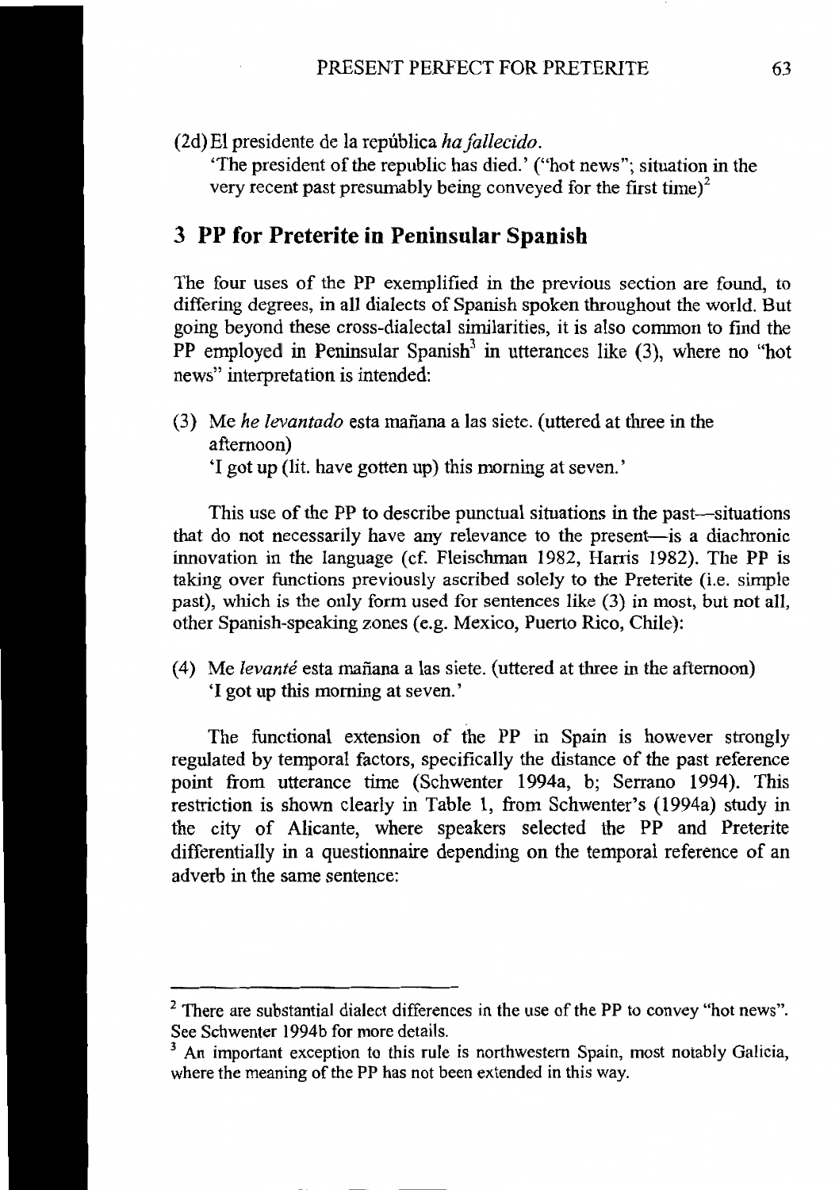(2d) El presidente de la república *ha fallecido*.

'The president of the republic has died.' ("hot news"; situation in the very recent past presumably being conveyed for the first time)[2]

## 3 PP for Preterite in Peninsular Spanish

The four uses of the PP exemplified in the previous section are found, to differing degrees, in all dialects of Spanish spoken throughout the world. But going beyond these cross-dialectal similarities, it is also common to find the PP employed in Peninsular Spanish[3] in utterances like (3), where no "hot news" interpretation is intended:

(3) Me *he levantado* esta mañana a las siete. (uttered at three in the afternoon)

'I got up (lit. have gotten up) this morning at seven.'

This use of the PP to describe punctual situations in the past—situations that do not necessarily have any relevance to the present—is a diachronic innovation in the language (cf. Fleischman 1982, Harris 1982). The PP is taking over functions previously ascribed solely to the Preterite (i.e. simple past), which is the only form used for sentences like (3) in most, but not all, other Spanish-speaking zones (e.g. Mexico, Puerto Rico, Chile):

(4) Me *levanté* esta mañana a las siete. (uttered at three in the afternoon)

'I got up this morning at seven.'

The functional extension of the PP in Spain is however strongly regulated by temporal factors, specifically the distance of the past reference point from utterance time (Schwenter 1994a, b; Serrano 1994). This restriction is shown clearly in Table 1, from Schwenter's (1994a) study in the city of Alicante, where speakers selected the PP and Preterite differentially in a questionnaire depending on the temporal reference of an adverb in the same sentence:

---

[2] There are substantial dialect differences in the use of the PP to convey "hot news". See Schwenter 1994b for more details.

[3] An important exception to this rule is northwestern Spain, most notably Galicia, where the meaning of the PP has not been extended in this way.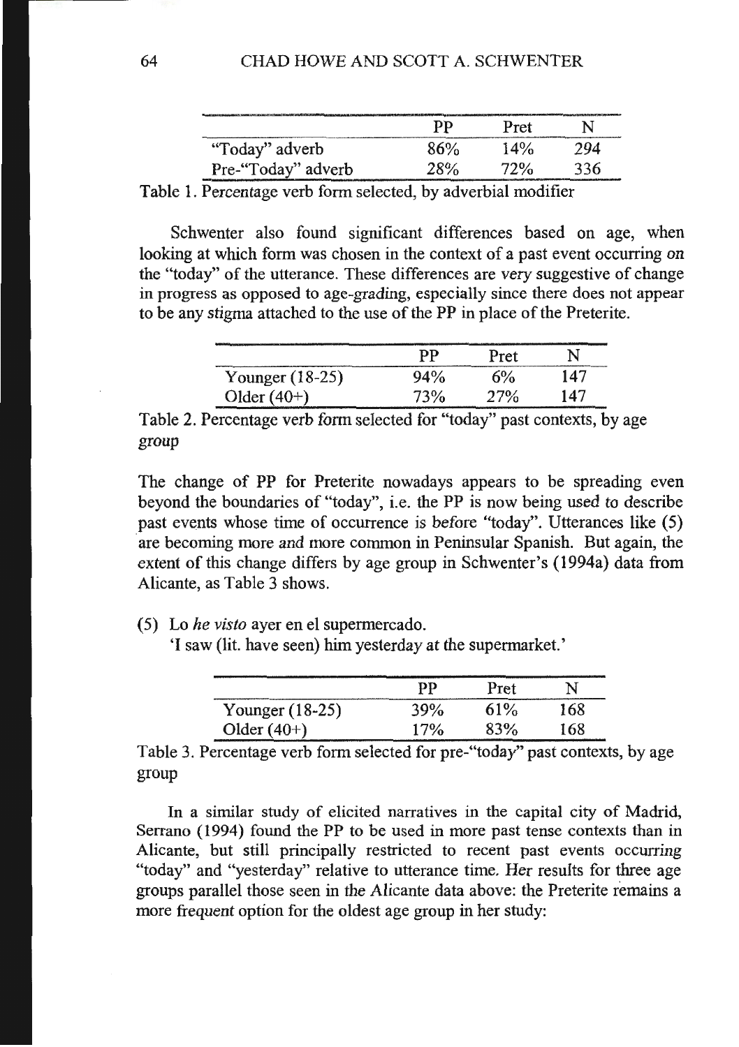|  | PP | Pret | N |
|---|---|---|---|
| "Today" adverb | 86% | 14% | 294 |
| Pre-"Today" adverb | 28% | 72% | 336 |

Table 1. Percentage verb form selected, by adverbial modifier

Schwenter also found significant differences based on age, when looking at which form was chosen in the context of a past event occurring on the "today" of the utterance. These differences are very suggestive of change in progress as opposed to age-grading, especially since there does not appear to be any stigma attached to the use of the PP in place of the Preterite.

|  | PP | Pret | N |
|---|---|---|---|
| Younger (18-25) | 94% | 6% | 147 |
| Older (40+) | 73% | 27% | 147 |

Table 2. Percentage verb form selected for "today" past contexts, by age group

The change of PP for Preterite nowadays appears to be spreading even beyond the boundaries of "today", i.e. the PP is now being used to describe past events whose time of occurrence is before "today". Utterances like (5) are becoming more and more common in Peninsular Spanish. But again, the extent of this change differs by age group in Schwenter's (1994a) data from Alicante, as Table 3 shows.

(5) Lo *he visto* ayer en el supermercado.
'I saw (lit. have seen) him yesterday at the supermarket.'

|  | PP | Pret | N |
|---|---|---|---|
| Younger (18-25) | 39% | 61% | 168 |
| Older (40+) | 17% | 83% | 168 |

Table 3. Percentage verb form selected for pre-"today" past contexts, by age group

In a similar study of elicited narratives in the capital city of Madrid, Serrano (1994) found the PP to be used in more past tense contexts than in Alicante, but still principally restricted to recent past events occurring "today" and "yesterday" relative to utterance time. Her results for three age groups parallel those seen in the Alicante data above: the Preterite remains a more frequent option for the oldest age group in her study: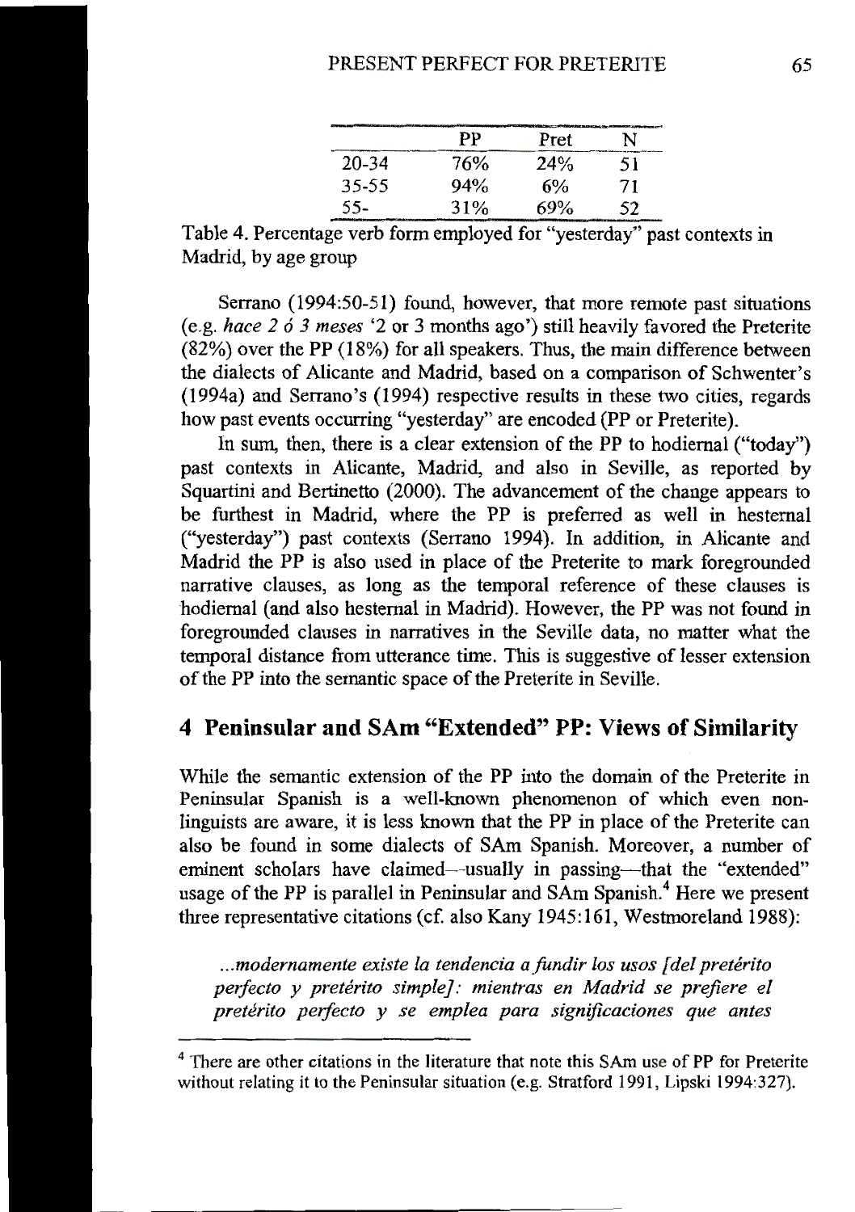|  | PP | Pret | N |
|---|---|---|---|
| 20-34 | 76% | 24% | 51 |
| 35-55 | 94% | 6% | 71 |
| 55- | 31% | 69% | 52 |

Table 4. Percentage verb form employed for "yesterday" past contexts in Madrid, by age group

Serrano (1994:50-51) found, however, that more remote past situations (e.g. *hace 2 ó 3 meses* '2 or 3 months ago') still heavily favored the Preterite (82%) over the PP (18%) for all speakers. Thus, the main difference between the dialects of Alicante and Madrid, based on a comparison of Schwenter's (1994a) and Serrano's (1994) respective results in these two cities, regards how past events occurring "yesterday" are encoded (PP or Preterite).

In sum, then, there is a clear extension of the PP to hodiernal ("today") past contexts in Alicante, Madrid, and also in Seville, as reported by Squartini and Bertinetto (2000). The advancement of the change appears to be furthest in Madrid, where the PP is preferred as well in hesternal ("yesterday") past contexts (Serrano 1994). In addition, in Alicante and Madrid the PP is also used in place of the Preterite to mark foregrounded narrative clauses, as long as the temporal reference of these clauses is hodiernal (and also hesternal in Madrid). However, the PP was not found in foregrounded clauses in narratives in the Seville data, no matter what the temporal distance from utterance time. This is suggestive of lesser extension of the PP into the semantic space of the Preterite in Seville.

## 4 Peninsular and SAm "Extended" PP: Views of Similarity

While the semantic extension of the PP into the domain of the Preterite in Peninsular Spanish is a well-known phenomenon of which even non-linguists are aware, it is less known that the PP in place of the Preterite can also be found in some dialects of SAm Spanish. Moreover, a number of eminent scholars have claimed—usually in passing—that the "extended" usage of the PP is parallel in Peninsular and SAm Spanish.[4] Here we present three representative citations (cf. also Kany 1945:161, Westmoreland 1988):

> *...modernamente existe la tendencia a fundir los usos [del pretérito perfecto y pretérito simple]: mientras en Madrid se prefiere el pretérito perfecto y se emplea para significaciones que antes*

[4] There are other citations in the literature that note this SAm use of PP for Preterite without relating it to the Peninsular situation (e.g. Stratford 1991, Lipski 1994:327).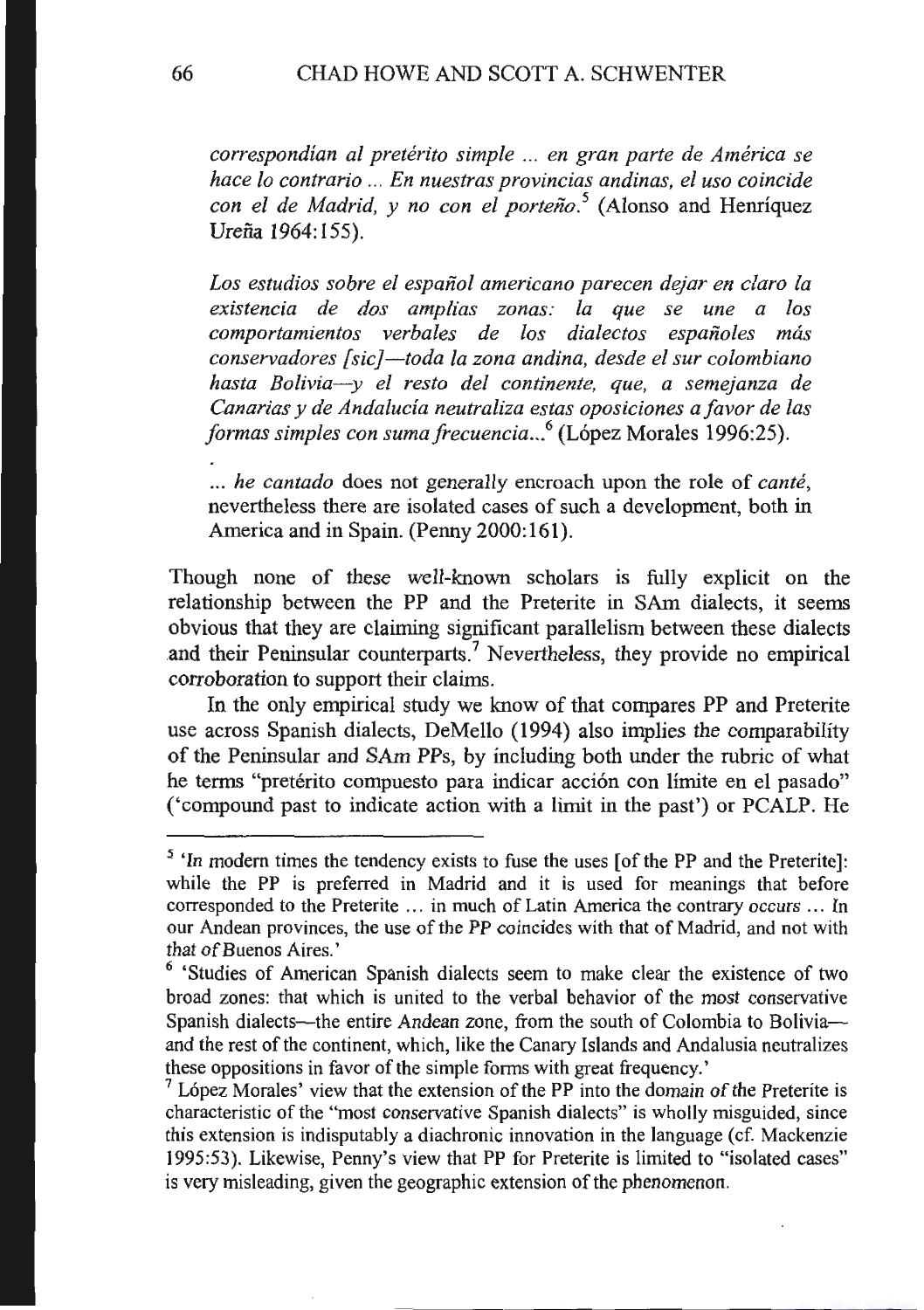*correspondían al pretérito simple ... en gran parte de América se hace lo contrario ... En nuestras provincias andinas, el uso coincide con el de Madrid, y no con el porteño.*[5] (Alonso and Henríquez Ureña 1964:155).

*Los estudios sobre el español americano parecen dejar en claro la existencia de dos amplias zonas: la que se une a los comportamientos verbales de los dialectos españoles más conservadores [sic]—toda la zona andina, desde el sur colombiano hasta Bolivia—y el resto del continente, que, a semejanza de Canarias y de Andalucía neutraliza estas oposiciones a favor de las formas simples con suma frecuencia...*[6] (López Morales 1996:25).

... *he cantado* does not generally encroach upon the role of *canté*, nevertheless there are isolated cases of such a development, both in America and in Spain. (Penny 2000:161).

Though none of these well-known scholars is fully explicit on the relationship between the PP and the Preterite in SAm dialects, it seems obvious that they are claiming significant parallelism between these dialects and their Peninsular counterparts.[7] Nevertheless, they provide no empirical corroboration to support their claims.

In the only empirical study we know of that compares PP and Preterite use across Spanish dialects, DeMello (1994) also implies the comparability of the Peninsular and SAm PPs, by including both under the rubric of what he terms "pretérito compuesto para indicar acción con límite en el pasado" ('compound past to indicate action with a limit in the past') or PCALP. He

---

[5] 'In modern times the tendency exists to fuse the uses [of the PP and the Preterite]: while the PP is preferred in Madrid and it is used for meanings that before corresponded to the Preterite ... in much of Latin America the contrary occurs ... In our Andean provinces, the use of the PP coincides with that of Madrid, and not with that of Buenos Aires.'

[6] 'Studies of American Spanish dialects seem to make clear the existence of two broad zones: that which is united to the verbal behavior of the most conservative Spanish dialects—the entire Andean zone, from the south of Colombia to Bolivia—and the rest of the continent, which, like the Canary Islands and Andalusia neutralizes these oppositions in favor of the simple forms with great frequency.'

[7] López Morales' view that the extension of the PP into the domain of the Preterite is characteristic of the "most conservative Spanish dialects" is wholly misguided, since this extension is indisputably a diachronic innovation in the language (cf. Mackenzie 1995:53). Likewise, Penny's view that PP for Preterite is limited to "isolated cases" is very misleading, given the geographic extension of the phenomenon.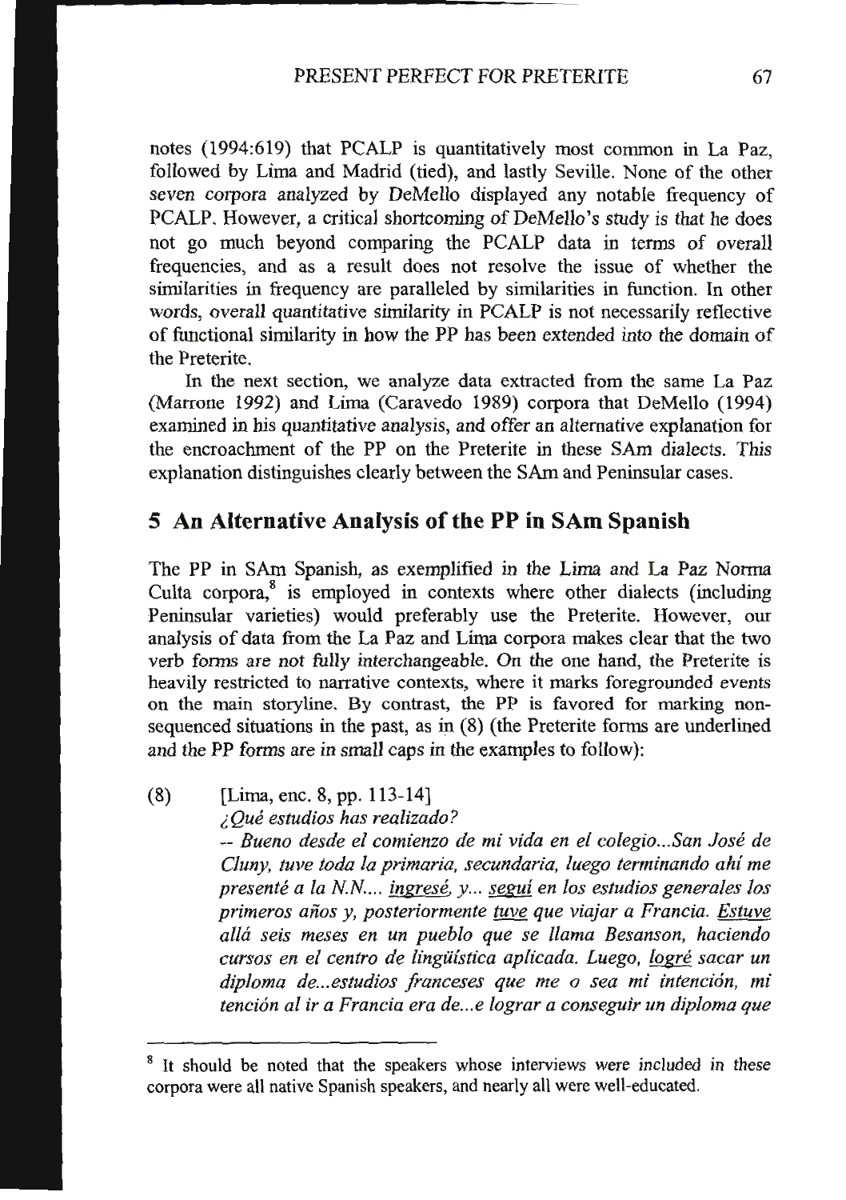notes (1994:619) that PCALP is quantitatively most common in La Paz, followed by Lima and Madrid (tied), and lastly Seville. None of the other seven corpora analyzed by DeMello displayed any notable frequency of PCALP. However, a critical shortcoming of DeMello's study is that he does not go much beyond comparing the PCALP data in terms of overall frequencies, and as a result does not resolve the issue of whether the similarities in frequency are paralleled by similarities in function. In other words, overall quantitative similarity in PCALP is not necessarily reflective of functional similarity in how the PP has been extended into the domain of the Preterite.

In the next section, we analyze data extracted from the same La Paz (Marrone 1992) and Lima (Caravedo 1989) corpora that DeMello (1994) examined in his quantitative analysis, and offer an alternative explanation for the encroachment of the PP on the Preterite in these SAm dialects. This explanation distinguishes clearly between the SAm and Peninsular cases.

## 5 An Alternative Analysis of the PP in SAm Spanish

The PP in SAm Spanish, as exemplified in the Lima and La Paz Norma Culta corpora,[8] is employed in contexts where other dialects (including Peninsular varieties) would preferably use the Preterite. However, our analysis of data from the La Paz and Lima corpora makes clear that the two verb forms are not fully interchangeable. On the one hand, the Preterite is heavily restricted to narrative contexts, where it marks foregrounded events on the main storyline. By contrast, the PP is favored for marking non-sequenced situations in the past, as in (8) (the Preterite forms are underlined and the PP forms are in small caps in the examples to follow):

(8) [Lima, enc. 8, pp. 113-14]
*¿Qué estudios has realizado?*
*-- Bueno desde el comienzo de mi vida en el colegio...San José de Cluny, tuve toda la primaria, secundaria, luego terminando ahí me presenté a la N.N.... <u>ingresé</u>, y... <u>seguí</u> en los estudios generales los primeros años y, posteriormente <u>tuve</u> que viajar a Francia. <u>Estuve</u> allá seis meses en un pueblo que se llama Besanson, haciendo cursos en el centro de lingüística aplicada. Luego, <u>logré</u> sacar un diploma de...estudios franceses que me o sea mi intención, mi tención al ir a Francia era de...e lograr a conseguir un diploma que*

---

[8] It should be noted that the speakers whose interviews were included in these corpora were all native Spanish speakers, and nearly all were well-educated.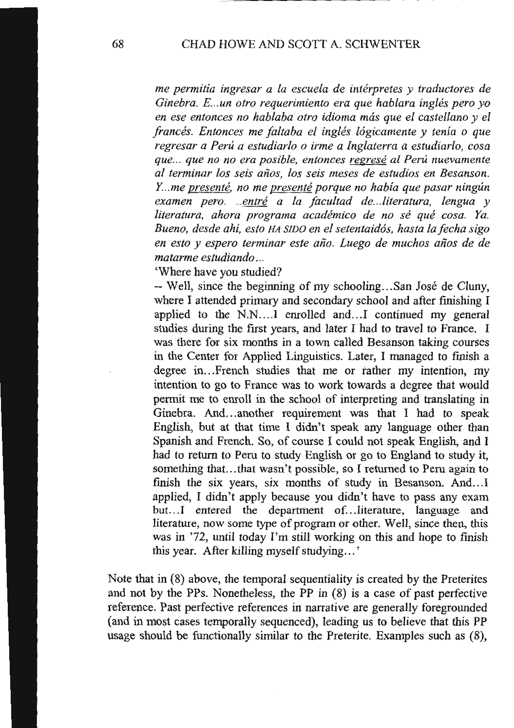*me permitía ingresar a la escuela de intérpretes y traductores de Ginebra. E...un otro requerimiento era que hablara inglés pero yo en ese entonces no hablaba otro idioma más que el castellano y el francés. Entonces me faltaba el inglés lógicamente y tenía o que regresar a Perú a estudiarlo o irme a Inglaterra a estudiarlo, cosa que... que no no era posible, entonces <u>regresé</u> al Perú nuevamente al terminar los seis años, los seis meses de estudios en Besanson. Y...me <u>presenté</u>, no me <u>presenté</u> porque no había que pasar ningún examen pero. ..<u>entré</u> a la facultad de...literatura, lengua y literatura, ahora programa académico de no sé qué cosa. Ya. Bueno, desde ahí, esto* HA SIDO *en el setentaidós, hasta la fecha sigo en esto y espero terminar este año. Luego de muchos años de de matarme estudiando...*

'Where have you studied?

-- Well, since the beginning of my schooling...San José de Cluny, where I attended primary and secondary school and after finishing I applied to the N.N....I enrolled and...I continued my general studies during the first years, and later I had to travel to France. I was there for six months in a town called Besanson taking courses in the Center for Applied Linguistics. Later, I managed to finish a degree in...French studies that me or rather my intention, my intention to go to France was to work towards a degree that would permit me to enroll in the school of interpreting and translating in Ginebra. And...another requirement was that I had to speak English, but at that time I didn't speak any language other than Spanish and French. So, of course I could not speak English, and I had to return to Peru to study English or go to England to study it, something that...that wasn't possible, so I returned to Peru again to finish the six years, six months of study in Besanson. And...I applied, I didn't apply because you didn't have to pass any exam but...I entered the department of...literature, language and literature, now some type of program or other. Well, since then, this was in '72, until today I'm still working on this and hope to finish this year. After killing myself studying...'

Note that in (8) above, the temporal sequentiality is created by the Preterites and not by the PPs. Nonetheless, the PP in (8) is a case of past perfective reference. Past perfective references in narrative are generally foregrounded (and in most cases temporally sequenced), leading us to believe that this PP usage should be functionally similar to the Preterite. Examples such as (8),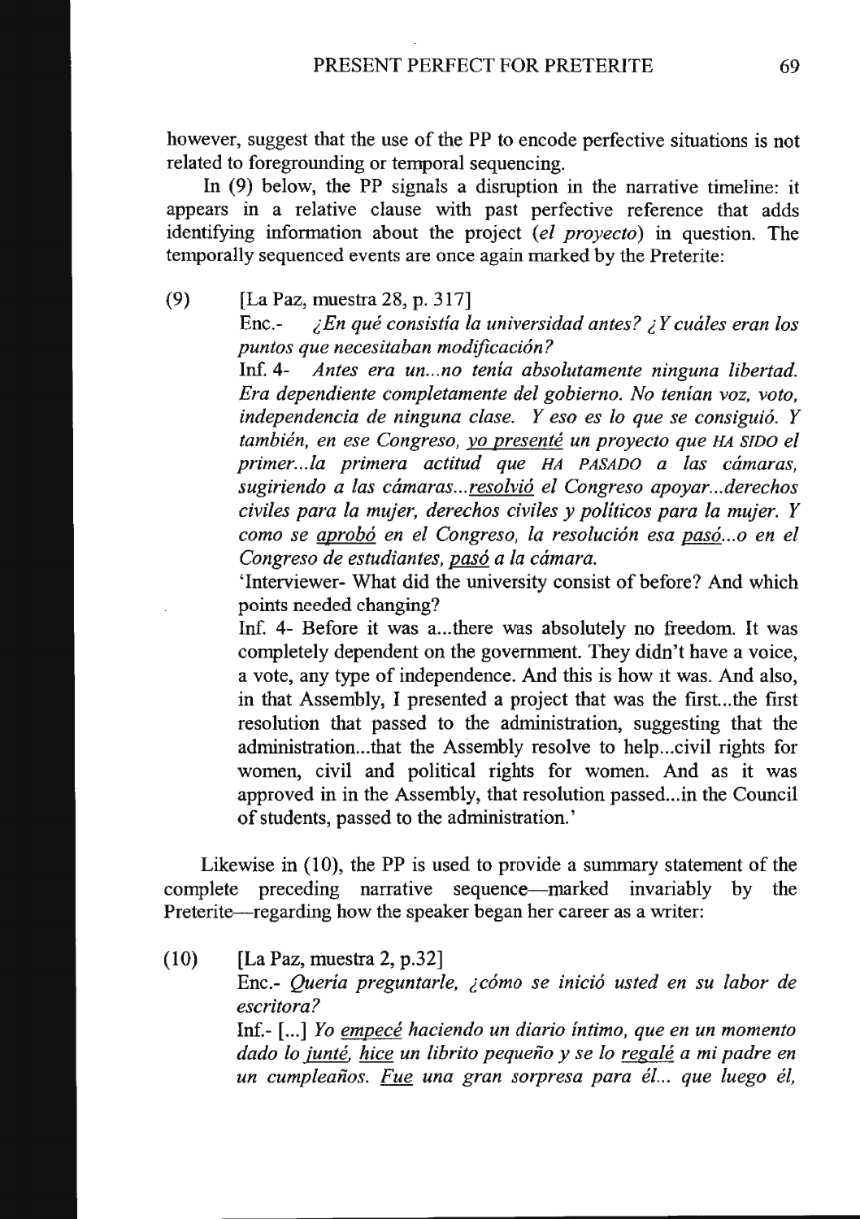however, suggest that the use of the PP to encode perfective situations is not related to foregrounding or temporal sequencing.

In (9) below, the PP signals a disruption in the narrative timeline: it appears in a relative clause with past perfective reference that adds identifying information about the project (*el proyecto*) in question. The temporally sequenced events are once again marked by the Preterite:

(9) [La Paz, muestra 28, p. 317]

Enc.- *¿En qué consistía la universidad antes? ¿Y cuáles eran los puntos que necesitaban modificación?*

Inf. 4- *Antes era un...no tenía absolutamente ninguna libertad. Era dependiente completamente del gobierno. No tenían voz, voto, independencia de ninguna clase. Y eso es lo que se consiguió. Y también, en ese Congreso, <u>yo presenté</u> un proyecto que* HA SIDO *el primer...la primera actitud que* HA PASADO *a las cámaras, sugiriendo a las cámaras...<u>resolvió</u> el Congreso apoyar...derechos civiles para la mujer, derechos civiles y políticos para la mujer. Y como se <u>aprobó</u> en el Congreso, la resolución esa <u>pasó</u>...o en el Congreso de estudiantes, <u>pasó</u> a la cámara.*

'Interviewer- What did the university consist of before? And which points needed changing?

Inf. 4- Before it was a...there was absolutely no freedom. It was completely dependent on the government. They didn't have a voice, a vote, any type of independence. And this is how it was. And also, in that Assembly, I presented a project that was the first...the first resolution that passed to the administration, suggesting that the administration...that the Assembly resolve to help...civil rights for women, civil and political rights for women. And as it was approved in in the Assembly, that resolution passed...in the Council of students, passed to the administration.'

Likewise in (10), the PP is used to provide a summary statement of the complete preceding narrative sequence—marked invariably by the Preterite—regarding how the speaker began her career as a writer:

(10) [La Paz, muestra 2, p.32]

Enc.- *Quería preguntarle, ¿cómo se inició usted en su labor de escritora?*

Inf.- [...] *Yo <u>empecé</u> haciendo un diario íntimo, que en un momento dado lo <u>junté</u>, <u>hice</u> un librito pequeño y se lo <u>regalé</u> a mi padre en un cumpleaños. <u>Fue</u> una gran sorpresa para él... que luego él,*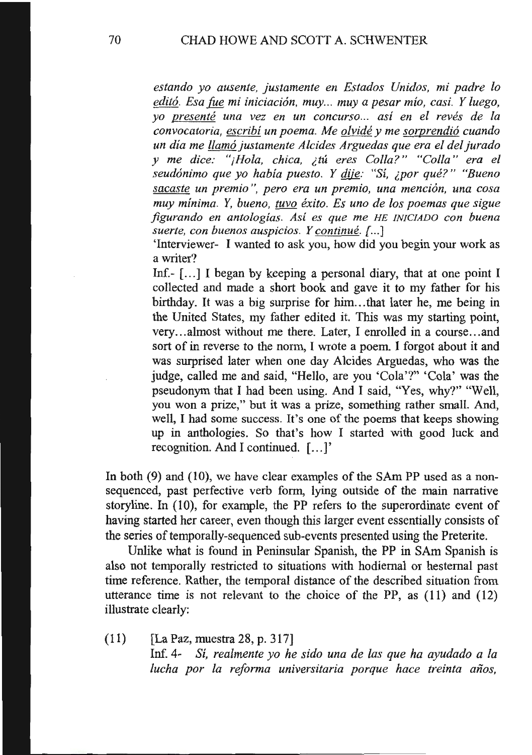*estando yo ausente, justamente en Estados Unidos, mi padre lo editó. Esa fue mi iniciación, muy... muy a pesar mío, casi. Y luego, yo presenté una vez en un concurso... así en el revés de la convocatoria, escribí un poema. Me olvidé y me sorprendió cuando un día me llamó justamente Alcides Arguedas que era el del jurado y me dice: "¡Hola, chica, ¿tú eres Colla?" "Colla" era el seudónimo que yo había puesto. Y dije: "Sí, ¿por qué?" "Bueno sacaste un premio", pero era un premio, una mención, una cosa muy mínima. Y, bueno, tuvo éxito. Es uno de los poemas que sigue figurando en antologías. Así es que me* HE INICIADO *con buena suerte, con buenos auspicios. Y continué. [...]*

'Interviewer- I wanted to ask you, how did you begin your work as a writer?

Inf.- [...] I began by keeping a personal diary, that at one point I collected and made a short book and gave it to my father for his birthday. It was a big surprise for him...that later he, me being in the United States, my father edited it. This was my starting point, very...almost without me there. Later, I enrolled in a course...and sort of in reverse to the norm, I wrote a poem. I forgot about it and was surprised later when one day Alcides Arguedas, who was the judge, called me and said, "Hello, are you 'Cola'?" 'Cola' was the pseudonym that I had been using. And I said, "Yes, why?" "Well, you won a prize," but it was a prize, something rather small. And, well, I had some success. It's one of the poems that keeps showing up in anthologies. So that's how I started with good luck and recognition. And I continued. [...]'

In both (9) and (10), we have clear examples of the SAm PP used as a non-sequenced, past perfective verb form, lying outside of the main narrative storyline. In (10), for example, the PP refers to the superordinate event of having started her career, even though this larger event essentially consists of the series of temporally-sequenced sub-events presented using the Preterite.

Unlike what is found in Peninsular Spanish, the PP in SAm Spanish is also not temporally restricted to situations with hodiernal or hesternal past time reference. Rather, the temporal distance of the described situation from utterance time is not relevant to the choice of the PP, as (11) and (12) illustrate clearly:

(11) [La Paz, muestra 28, p. 317]
Inf. 4- *Sí, realmente yo he sido una de las que ha ayudado a la lucha por la reforma universitaria porque hace treinta años,*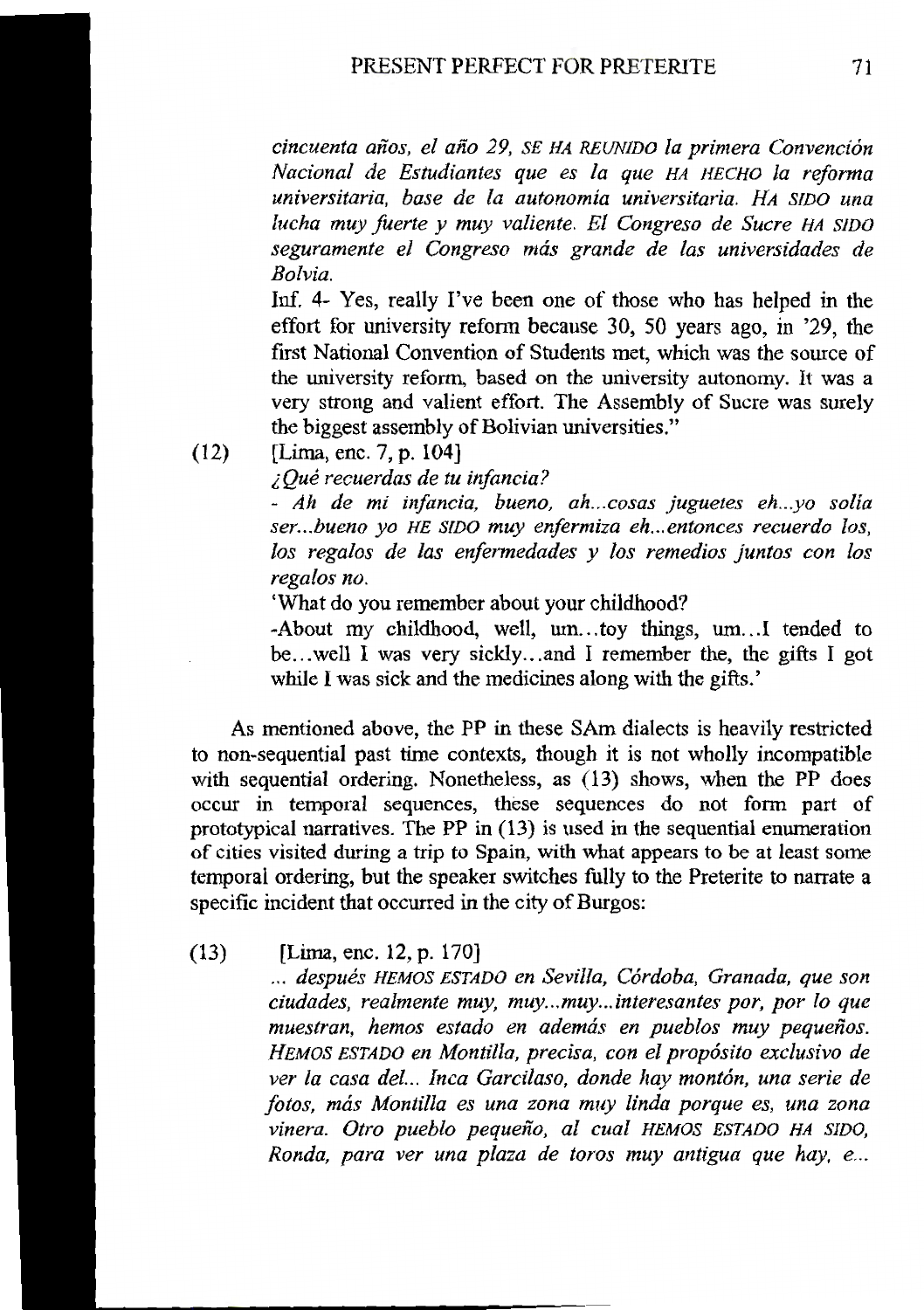*cincuenta años, el año 29,* SE HA REUNIDO *la primera Convención Nacional de Estudiantes que es la que* HA HECHO *la reforma universitaria, base de la autonomia universitaria.* HA SIDO *una lucha muy fuerte y muy valiente. El Congreso de Sucre* HA SIDO *seguramente el Congreso más grande de las universidades de Bolvia.*

Inf. 4- Yes, really I've been one of those who has helped in the effort for university reform because 30, 50 years ago, in '29, the first National Convention of Students met, which was the source of the university reform, based on the university autonomy. It was a very strong and valient effort. The Assembly of Sucre was surely the biggest assembly of Bolivian universities."

(12) [Lima, enc. 7, p. 104]

*¿Qué recuerdas de tu infancia?*

*- Ah de mi infancia, bueno, ah...cosas juguetes eh...yo solía ser...bueno yo* HE SIDO *muy enfermiza eh...entonces recuerdo los, los regalos de las enfermedades y los remedios juntos con los regalos no.*

'What do you remember about your childhood?

-About my childhood, well, um...toy things, um...I tended to be...well I was very sickly...and I remember the, the gifts I got while I was sick and the medicines along with the gifts.'

As mentioned above, the PP in these SAm dialects is heavily restricted to non-sequential past time contexts, though it is not wholly incompatible with sequential ordering. Nonetheless, as (13) shows, when the PP does occur in temporal sequences, these sequences do not form part of prototypical narratives. The PP in (13) is used in the sequential enumeration of cities visited during a trip to Spain, with what appears to be at least some temporal ordering, but the speaker switches fully to the Preterite to narrate a specific incident that occurred in the city of Burgos:

(13) [Lima, enc. 12, p. 170]

*... después* HEMOS ESTADO *en Sevilla, Córdoba, Granada, que son ciudades, realmente muy, muy...muy...interesantes por, por lo que muestran, hemos estado en además en pueblos muy pequeños.* HEMOS ESTADO *en Montilla, precisa, con el propósito exclusivo de ver la casa del... Inca Garcilaso, donde hay montón, una serie de fotos, más Montilla es una zona muy linda porque es, una zona vinera. Otro pueblo pequeño, al cual* HEMOS ESTADO HA SIDO*, Ronda, para ver una plaza de toros muy antigua que hay, e...*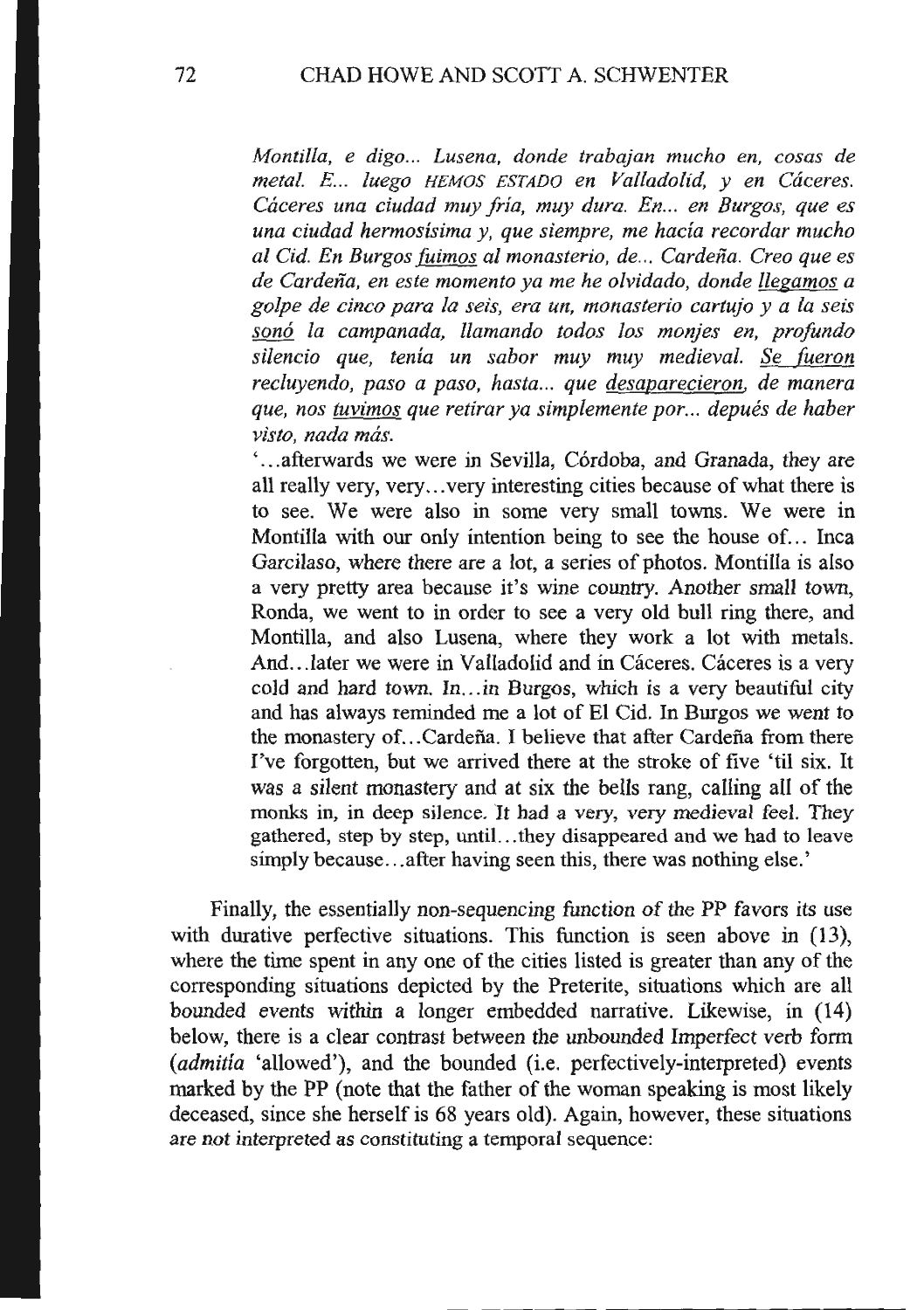*Montilla, e digo... Lusena, donde trabajan mucho en, cosas de metal. E... luego* HEMOS ESTADO *en Valladolid, y en Cáceres. Cáceres una ciudad muy fría, muy dura. En... en Burgos, que es una ciudad hermosísima y, que siempre, me hacía recordar mucho al Cid. En Burgos* <u>*fuimos*</u> *al monasterio, de... Cardeña. Creo que es de Cardeña, en este momento ya me he olvidado, donde* <u>*llegamos*</u> *a golpe de cinco para la seis, era un, monasterio cartujo y a la seis* <u>*sonó*</u> *la campanada, llamando todos los monjes en, profundo silencio que, tenía un sabor muy muy medieval.* <u>*Se fueron*</u> *recluyendo, paso a paso, hasta... que* <u>*desaparecieron*</u>*, de manera que, nos* <u>*tuvimos*</u> *que retirar ya simplemente por... depués de haber visto, nada más.*

'...afterwards we were in Sevilla, Córdoba, and Granada, they are all really very, very...very interesting cities because of what there is to see. We were also in some very small towns. We were in Montilla with our only intention being to see the house of... Inca Garcilaso, where there are a lot, a series of photos. Montilla is also a very pretty area because it's wine country. Another small town, Ronda, we went to in order to see a very old bull ring there, and Montilla, and also Lusena, where they work a lot with metals. And...later we were in Valladolid and in Cáceres. Cáceres is a very cold and hard town. In...in Burgos, which is a very beautiful city and has always reminded me a lot of El Cid. In Burgos we went to the monastery of...Cardeña. I believe that after Cardeña from there I've forgotten, but we arrived there at the stroke of five 'til six. It was a silent monastery and at six the bells rang, calling all of the monks in, in deep silence. It had a very, very medieval feel. They gathered, step by step, until...they disappeared and we had to leave simply because...after having seen this, there was nothing else.'

Finally, the essentially non-sequencing function of the PP favors its use with durative perfective situations. This function is seen above in (13), where the time spent in any one of the cities listed is greater than any of the corresponding situations depicted by the Preterite, situations which are all bounded events within a longer embedded narrative. Likewise, in (14) below, there is a clear contrast between the unbounded Imperfect verb form (*admitía* 'allowed'), and the bounded (i.e. perfectively-interpreted) events marked by the PP (note that the father of the woman speaking is most likely deceased, since she herself is 68 years old). Again, however, these situations are not interpreted as constituting a temporal sequence: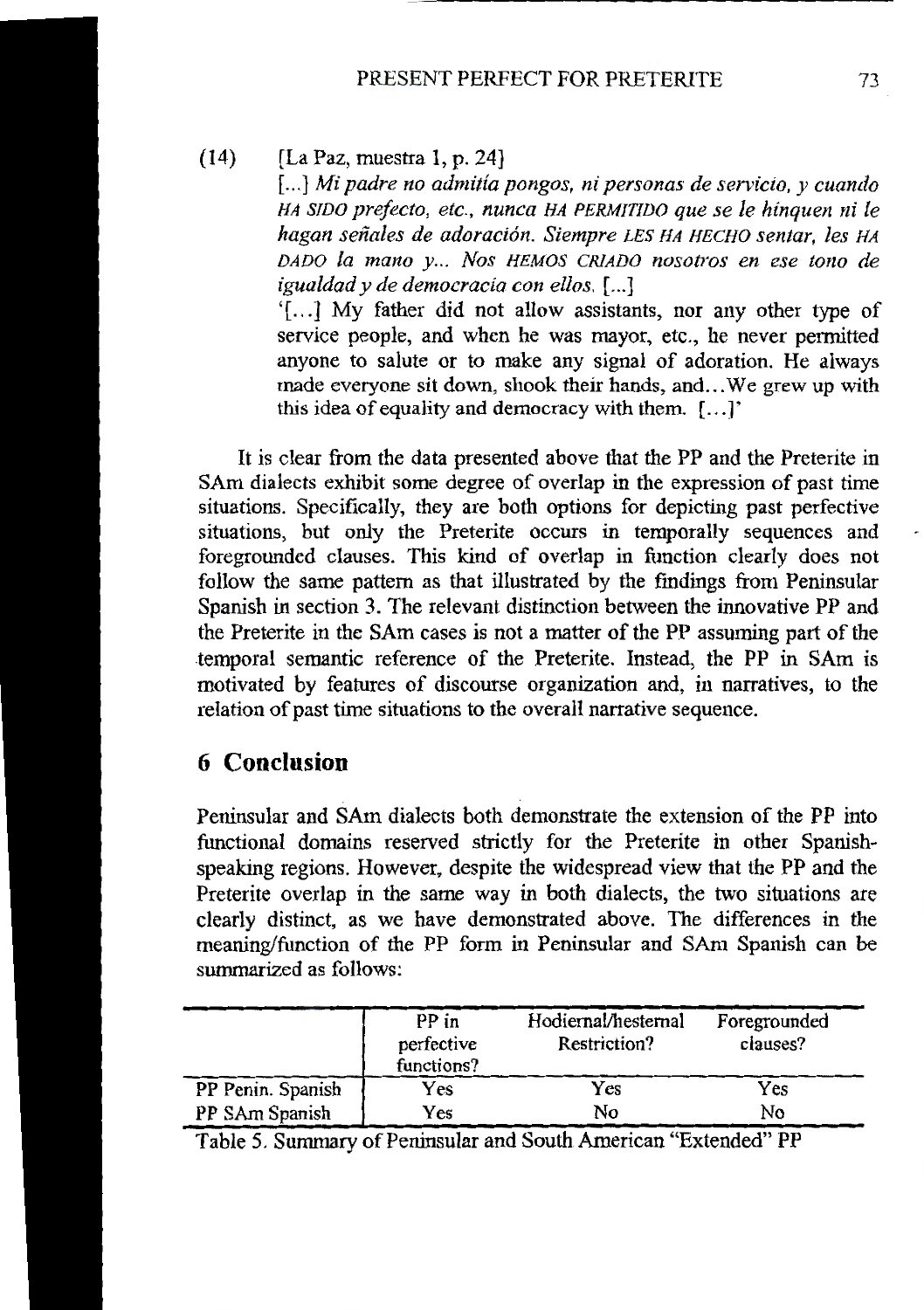(14) [La Paz, muestra 1, p. 24]

[...] *Mi padre no admitía pongos, ni personas de servicio, y cuando* HA SIDO *prefecto, etc., nunca* HA PERMITIDO *que se le hinquen ni le hagan señales de adoración. Siempre* LES HA HECHO *sentar, les* HA DADO *la mano y... Nos* HEMOS CRIADO *nosotros en ese tono de igualdad y de democracia con ellos.* [...]

'[...] My father did not allow assistants, nor any other type of service people, and when he was mayor, etc., he never permitted anyone to salute or to make any signal of adoration. He always made everyone sit down, shook their hands, and...We grew up with this idea of equality and democracy with them. [...]'

It is clear from the data presented above that the PP and the Preterite in SAm dialects exhibit some degree of overlap in the expression of past time situations. Specifically, they are both options for depicting past perfective situations, but only the Preterite occurs in temporally sequences and foregrounded clauses. This kind of overlap in function clearly does not follow the same pattern as that illustrated by the findings from Peninsular Spanish in section 3. The relevant distinction between the innovative PP and the Preterite in the SAm cases is not a matter of the PP assuming part of the temporal semantic reference of the Preterite. Instead, the PP in SAm is motivated by features of discourse organization and, in narratives, to the relation of past time situations to the overall narrative sequence.

## 6 Conclusion

Peninsular and SAm dialects both demonstrate the extension of the PP into functional domains reserved strictly for the Preterite in other Spanish-speaking regions. However, despite the widespread view that the PP and the Preterite overlap in the same way in both dialects, the two situations are clearly distinct, as we have demonstrated above. The differences in the meaning/function of the PP form in Peninsular and SAm Spanish can be summarized as follows:

| | PP in perfective functions? | Hodiernal/hesternal Restriction? | Foregrounded clauses? |
|---|---|---|---|
| PP Penin. Spanish | Yes | Yes | Yes |
| PP SAm Spanish | Yes | No | No |

Table 5. Summary of Peninsular and South American "Extended" PP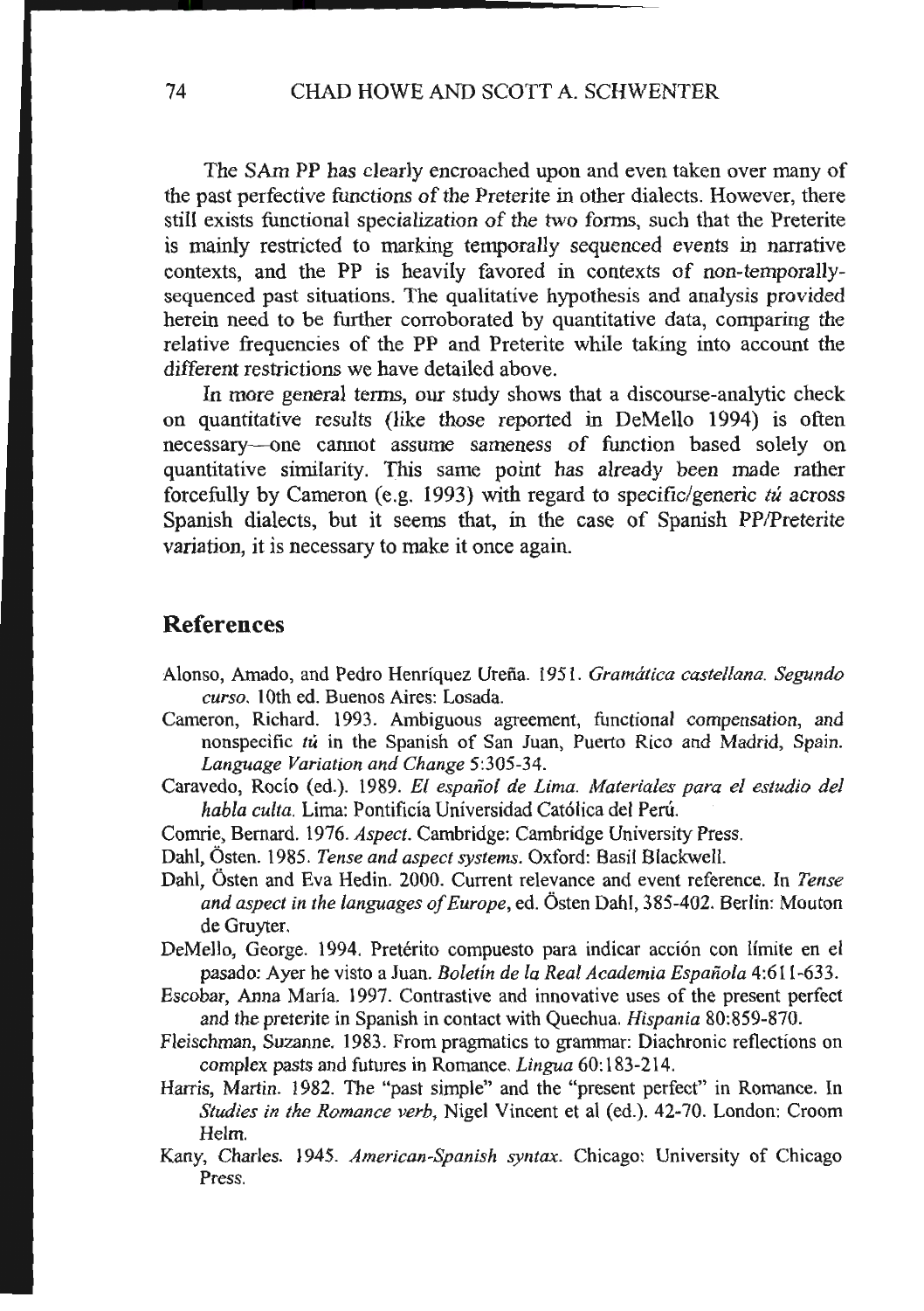The SAm PP has clearly encroached upon and even taken over many of the past perfective functions of the Preterite in other dialects. However, there still exists functional specialization of the two forms, such that the Preterite is mainly restricted to marking temporally sequenced events in narrative contexts, and the PP is heavily favored in contexts of non-temporally-sequenced past situations. The qualitative hypothesis and analysis provided herein need to be further corroborated by quantitative data, comparing the relative frequencies of the PP and Preterite while taking into account the different restrictions we have detailed above.

In more general terms, our study shows that a discourse-analytic check on quantitative results (like those reported in DeMello 1994) is often necessary—one cannot assume sameness of function based solely on quantitative similarity. This same point has already been made rather forcefully by Cameron (e.g. 1993) with regard to specific/generic *tú* across Spanish dialects, but it seems that, in the case of Spanish PP/Preterite variation, it is necessary to make it once again.

## References

Alonso, Amado, and Pedro Henríquez Ureña. 1951. *Gramática castellana. Segundo curso*. 10th ed. Buenos Aires: Losada.

Cameron, Richard. 1993. Ambiguous agreement, functional compensation, and nonspecific *tú* in the Spanish of San Juan, Puerto Rico and Madrid, Spain. *Language Variation and Change* 5:305-34.

Caravedo, Rocío (ed.). 1989. *El español de Lima. Materiales para el estudio del habla culta*. Lima: Pontificia Universidad Católica del Perú.

Comrie, Bernard. 1976. *Aspect*. Cambridge: Cambridge University Press.

Dahl, Östen. 1985. *Tense and aspect systems*. Oxford: Basil Blackwell.

Dahl, Östen and Eva Hedin. 2000. Current relevance and event reference. In *Tense and aspect in the languages of Europe*, ed. Östen Dahl, 385-402. Berlin: Mouton de Gruyter.

DeMello, George. 1994. Pretérito compuesto para indicar acción con límite en el pasado: Ayer he visto a Juan. *Boletín de la Real Academia Española* 4:611-633.

Escobar, Anna María. 1997. Contrastive and innovative uses of the present perfect and the preterite in Spanish in contact with Quechua. *Hispania* 80:859-870.

Fleischman, Suzanne. 1983. From pragmatics to grammar: Diachronic reflections on complex pasts and futures in Romance. *Lingua* 60:183-214.

Harris, Martin. 1982. The "past simple" and the "present perfect" in Romance. In *Studies in the Romance verb*, Nigel Vincent et al (ed.). 42-70. London: Croom Helm.

Kany, Charles. 1945. *American-Spanish syntax*. Chicago: University of Chicago Press.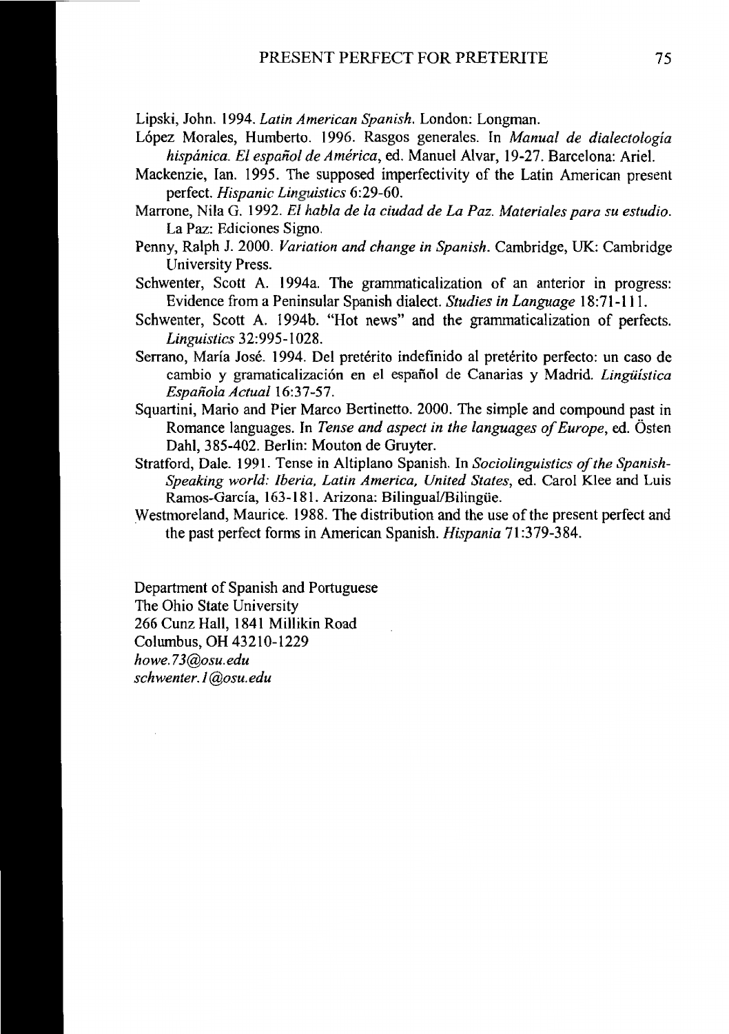Lipski, John. 1994. *Latin American Spanish.* London: Longman.

López Morales, Humberto. 1996. Rasgos generales. In *Manual de dialectología hispánica. El español de América*, ed. Manuel Alvar, 19-27. Barcelona: Ariel.

Mackenzie, Ian. 1995. The supposed imperfectivity of the Latin American present perfect. *Hispanic Linguistics* 6:29-60.

Marrone, Nila G. 1992. *El habla de la ciudad de La Paz. Materiales para su estudio.* La Paz: Ediciones Signo.

Penny, Ralph J. 2000. *Variation and change in Spanish.* Cambridge, UK: Cambridge University Press.

Schwenter, Scott A. 1994a. The grammaticalization of an anterior in progress: Evidence from a Peninsular Spanish dialect. *Studies in Language* 18:71-111.

Schwenter, Scott A. 1994b. "Hot news" and the grammaticalization of perfects. *Linguistics* 32:995-1028.

Serrano, María José. 1994. Del pretérito indefinido al pretérito perfecto: un caso de cambio y gramaticalización en el español de Canarias y Madrid. *Lingüística Española Actual* 16:37-57.

Squartini, Mario and Pier Marco Bertinetto. 2000. The simple and compound past in Romance languages. In *Tense and aspect in the languages of Europe*, ed. Östen Dahl, 385-402. Berlin: Mouton de Gruyter.

Stratford, Dale. 1991. Tense in Altiplano Spanish. In *Sociolinguistics of the Spanish-Speaking world: Iberia, Latin America, United States*, ed. Carol Klee and Luis Ramos-García, 163-181. Arizona: Bilingual/Bilingüe.

Westmoreland, Maurice. 1988. The distribution and the use of the present perfect and the past perfect forms in American Spanish. *Hispania* 71:379-384.

Department of Spanish and Portuguese
The Ohio State University
266 Cunz Hall, 1841 Millikin Road
Columbus, OH 43210-1229
*howe.73@osu.edu*
*schwenter.1@osu.edu*